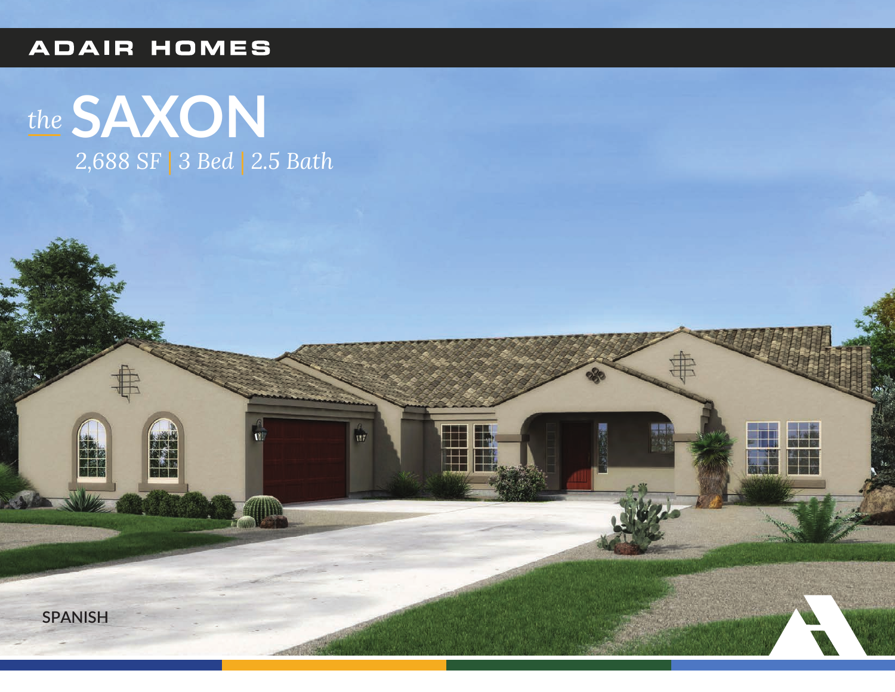ADAIR HOMES

# *the* SAXON

*2,688 SF | 3 Bed | 2.5 Bath*

SPANISH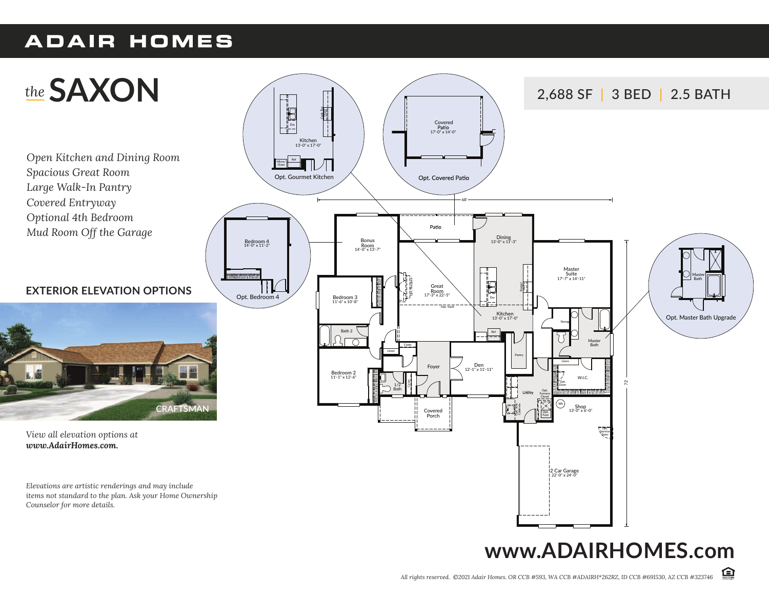# ADAIR HOMES

# the SAXON

2,688 SF | 3 BED | 2.5 BATH

*Open Kitchen and Dining Room*
*Spacious Great Room*
*Large Walk-In Pantry*
*Covered Entryway*
*Optional 4th Bedroom*
*Mud Room Off the Garage*

## EXTERIOR ELEVATION OPTIONS

CRAFTSMAN

*View all elevation options at* ***www.AdairHomes.com.***

*Elevations are artistic renderings and may include items not standard to the plan. Ask your Home Ownership Counselor for more details.*

Opt. Gourmet Kitchen
Kitchen 13'-0" x 17'-0"

Opt. Covered Patio
Covered Patio 17'-0" x 14'-0"

Opt. Bedroom 4
Bedroom 4 14'-0" x 11'-2"

Opt. Master Bath Upgrade

68'

72'

Bonus Room 14'-0" x 13'-7"
Patio
Dining 13'-0" x 11'-3"
Master Suite 17'-7" x 14'-11"
Great Room 17'-3" x 22'-5"
Opt. Vault
Kitchen 13'-0" x 17'-0"
Bedroom 3 11'-6" x 10'-8"
Bath 2
Master Bath
Bedroom 2 11'-1" x 12'-6"
1/2 Bath
Foyer
Den 12'-1" x 11'-11"
Pantry
W.I.C.
Utility
Shop 13'-0" x 6'-0"
Covered Porch
2 Car Garage 22'-0" x 24'-0"

# www.ADAIRHOMES.com

*All rights reserved. ©2021 Adair Homes. OR CCB #593, WA CCB #ADAIRH*262RZ, ID CCB #691530, AZ CCB #323746*